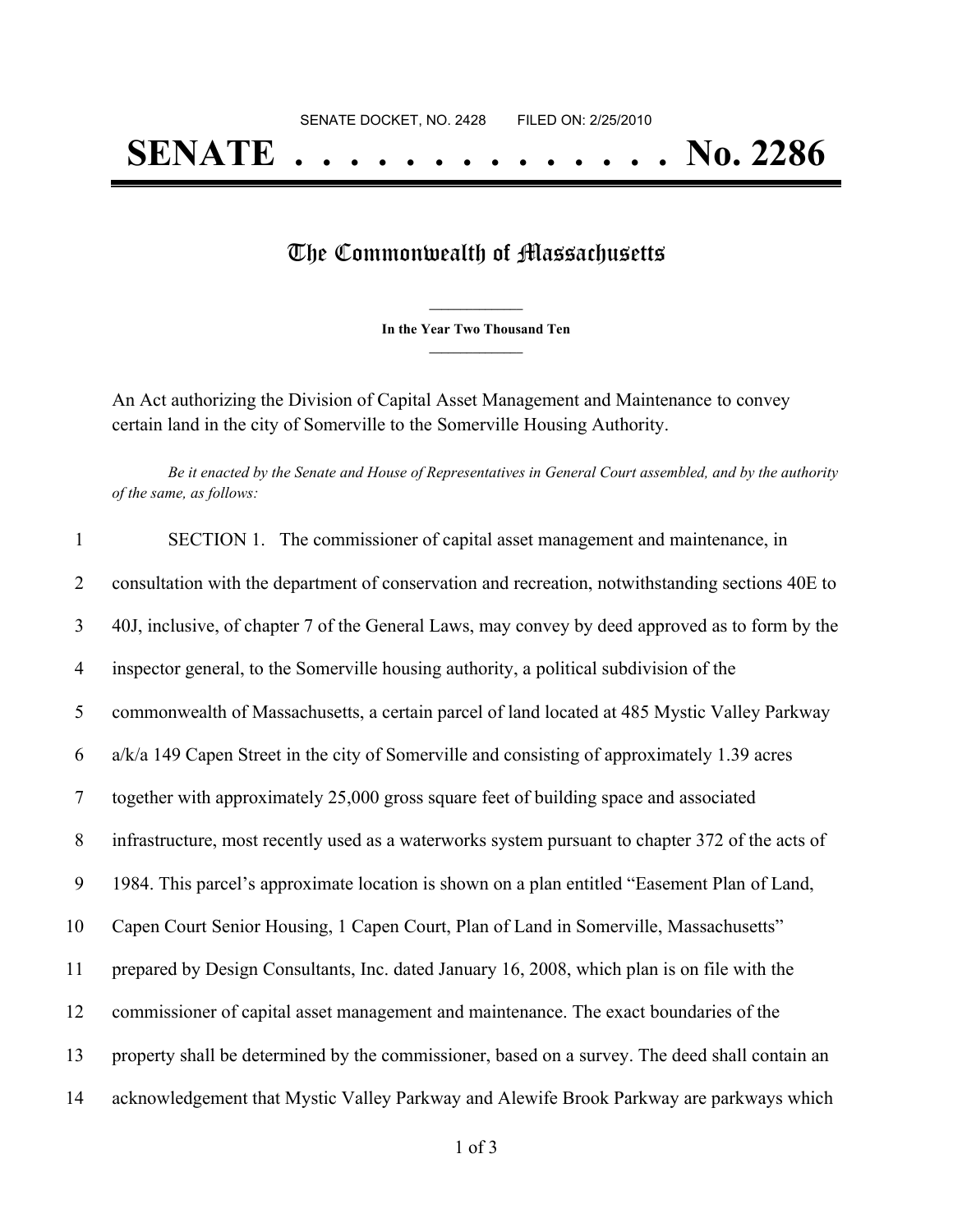SENATE DOCKET, NO. 2428 FILED ON: 2/25/2010

# SENATE . . . . . . . . . . . . . . No. 2286

## The Commonwealth of Massachusetts

**In the Year Two Thousand Ten**

An Act authorizing the Division of Capital Asset Management and Maintenance to convey certain land in the city of Somerville to the Somerville Housing Authority.

*Be it enacted by the Senate and House of Representatives in General Court assembled, and by the authority of the same, as follows:*

SECTION 1. The commissioner of capital asset management and maintenance, in consultation with the department of conservation and recreation, notwithstanding sections 40E to 40J, inclusive, of chapter 7 of the General Laws, may convey by deed approved as to form by the inspector general, to the Somerville housing authority, a political subdivision of the commonwealth of Massachusetts, a certain parcel of land located at 485 Mystic Valley Parkway a/k/a 149 Capen Street in the city of Somerville and consisting of approximately 1.39 acres together with approximately 25,000 gross square feet of building space and associated infrastructure, most recently used as a waterworks system pursuant to chapter 372 of the acts of 1984. This parcel's approximate location is shown on a plan entitled "Easement Plan of Land, Capen Court Senior Housing, 1 Capen Court, Plan of Land in Somerville, Massachusetts" prepared by Design Consultants, Inc. dated January 16, 2008, which plan is on file with the commissioner of capital asset management and maintenance. The exact boundaries of the property shall be determined by the commissioner, based on a survey. The deed shall contain an acknowledgement that Mystic Valley Parkway and Alewife Brook Parkway are parkways which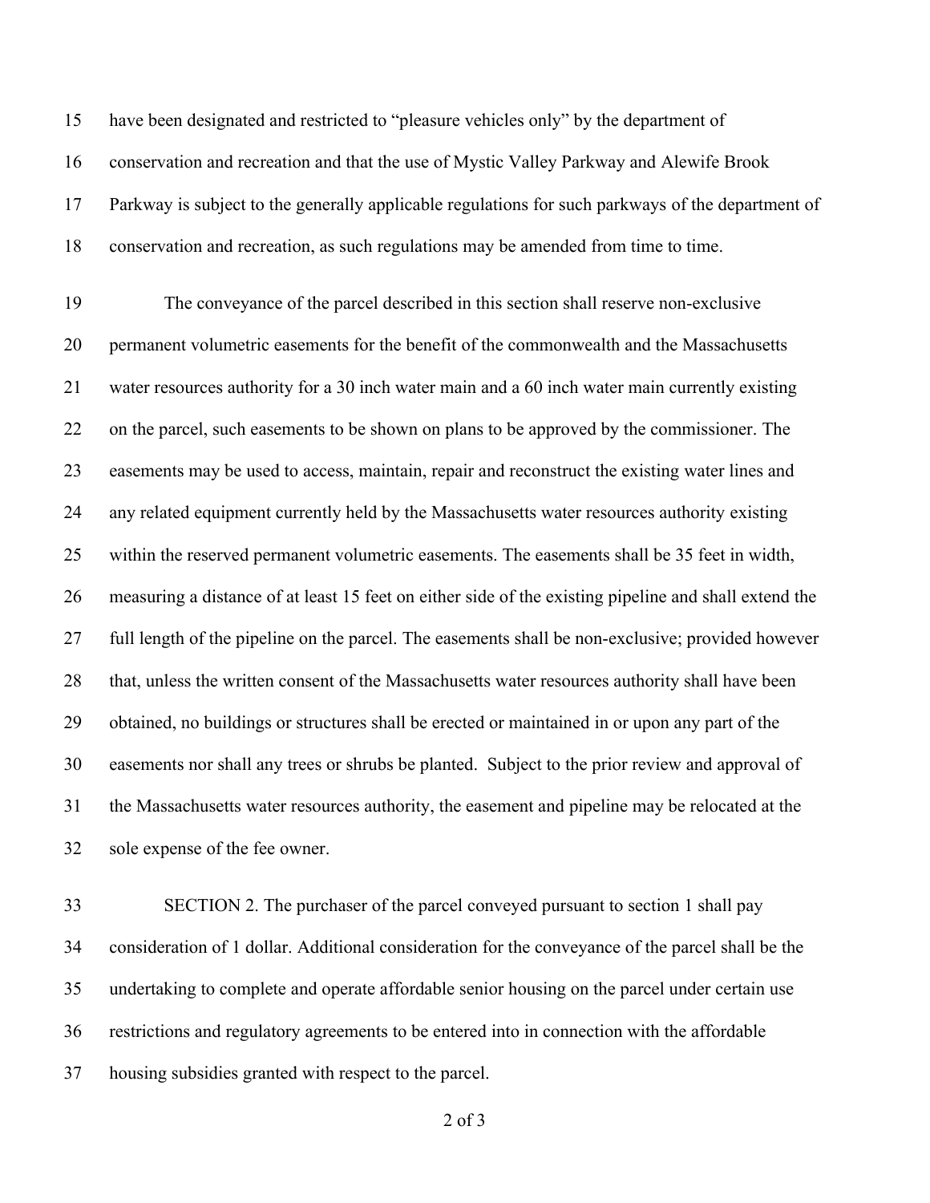have been designated and restricted to “pleasure vehicles only” by the department of conservation and recreation and that the use of Mystic Valley Parkway and Alewife Brook Parkway is subject to the generally applicable regulations for such parkways of the department of conservation and recreation, as such regulations may be amended from time to time.

The conveyance of the parcel described in this section shall reserve non-exclusive permanent volumetric easements for the benefit of the commonwealth and the Massachusetts water resources authority for a 30 inch water main and a 60 inch water main currently existing on the parcel, such easements to be shown on plans to be approved by the commissioner. The easements may be used to access, maintain, repair and reconstruct the existing water lines and any related equipment currently held by the Massachusetts water resources authority existing within the reserved permanent volumetric easements. The easements shall be 35 feet in width, measuring a distance of at least 15 feet on either side of the existing pipeline and shall extend the full length of the pipeline on the parcel. The easements shall be non-exclusive; provided however that, unless the written consent of the Massachusetts water resources authority shall have been obtained, no buildings or structures shall be erected or maintained in or upon any part of the easements nor shall any trees or shrubs be planted. Subject to the prior review and approval of the Massachusetts water resources authority, the easement and pipeline may be relocated at the sole expense of the fee owner.

SECTION 2. The purchaser of the parcel conveyed pursuant to section 1 shall pay consideration of 1 dollar. Additional consideration for the conveyance of the parcel shall be the undertaking to complete and operate affordable senior housing on the parcel under certain use restrictions and regulatory agreements to be entered into in connection with the affordable housing subsidies granted with respect to the parcel.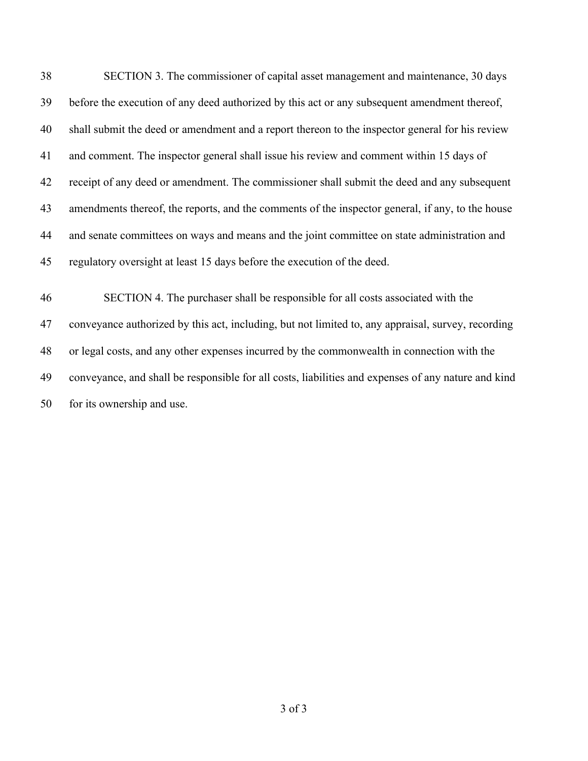SECTION 3. The commissioner of capital asset management and maintenance, 30 days before the execution of any deed authorized by this act or any subsequent amendment thereof, shall submit the deed or amendment and a report thereon to the inspector general for his review and comment. The inspector general shall issue his review and comment within 15 days of receipt of any deed or amendment. The commissioner shall submit the deed and any subsequent amendments thereof, the reports, and the comments of the inspector general, if any, to the house and senate committees on ways and means and the joint committee on state administration and regulatory oversight at least 15 days before the execution of the deed.

SECTION 4. The purchaser shall be responsible for all costs associated with the conveyance authorized by this act, including, but not limited to, any appraisal, survey, recording or legal costs, and any other expenses incurred by the commonwealth in connection with the conveyance, and shall be responsible for all costs, liabilities and expenses of any nature and kind for its ownership and use.